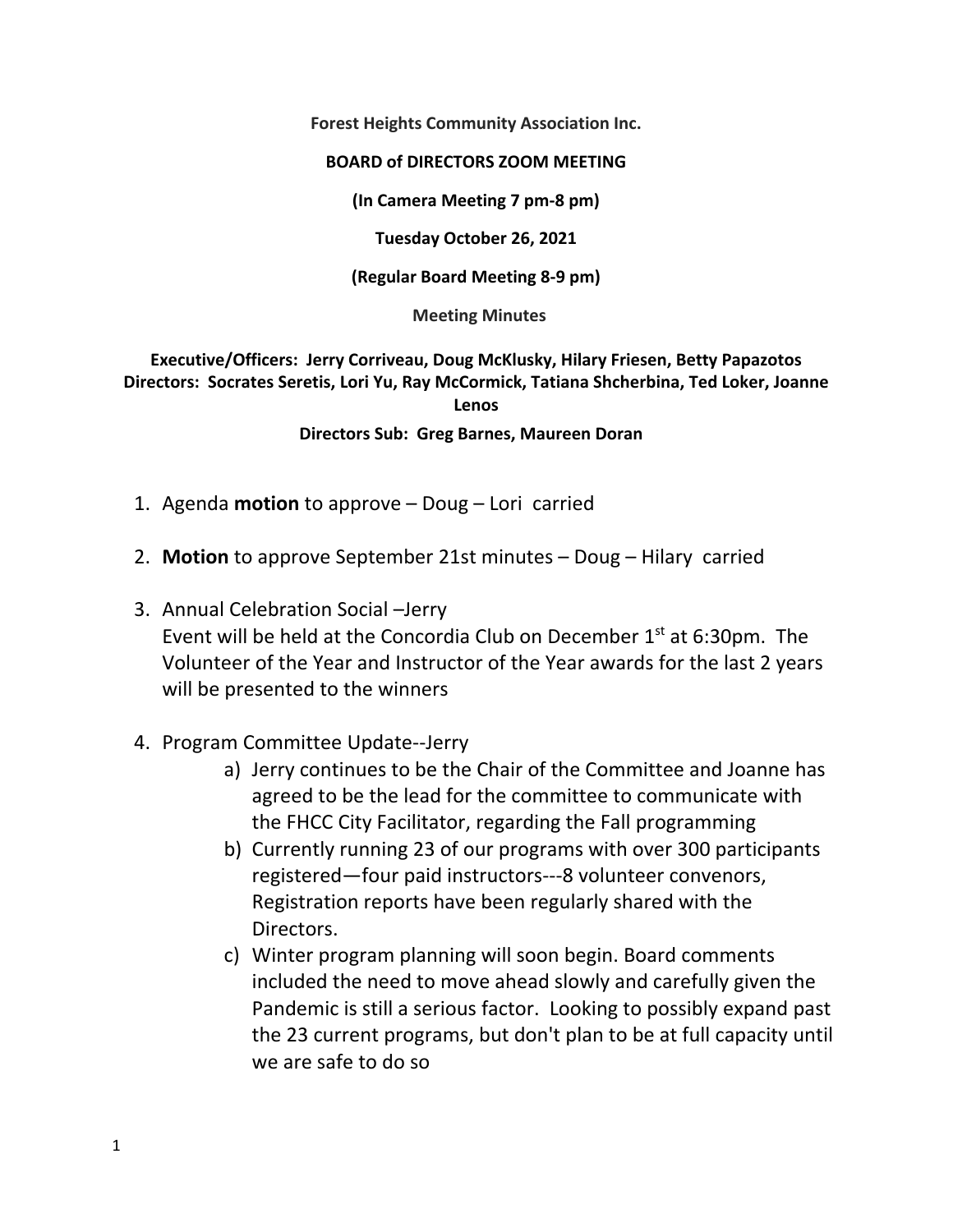**Forest Heights Community Association Inc.**

**BOARD of DIRECTORS ZOOM MEETING**

**(In Camera Meeting 7 pm-8 pm)**

**Tuesday October 26, 2021**

**(Regular Board Meeting 8-9 pm)**

**Meeting Minutes**

**Executive/Officers: Jerry Corriveau, Doug McKlusky, Hilary Friesen, Betty Papazotos**
**Directors: Socrates Seretis, Lori Yu, Ray McCormick, Tatiana Shcherbina, Ted Loker, Joanne Lenos**

**Directors Sub: Greg Barnes, Maureen Doran**

1. Agenda **motion** to approve – Doug – Lori carried

2. **Motion** to approve September 21st minutes – Doug – Hilary carried

3. Annual Celebration Social –Jerry
   Event will be held at the Concordia Club on December 1st at 6:30pm. The Volunteer of the Year and Instructor of the Year awards for the last 2 years will be presented to the winners

4. Program Committee Update--Jerry
   a) Jerry continues to be the Chair of the Committee and Joanne has agreed to be the lead for the committee to communicate with the FHCC City Facilitator, regarding the Fall programming
   b) Currently running 23 of our programs with over 300 participants registered—four paid instructors---8 volunteer convenors, Registration reports have been regularly shared with the Directors.
   c) Winter program planning will soon begin. Board comments included the need to move ahead slowly and carefully given the Pandemic is still a serious factor. Looking to possibly expand past the 23 current programs, but don't plan to be at full capacity until we are safe to do so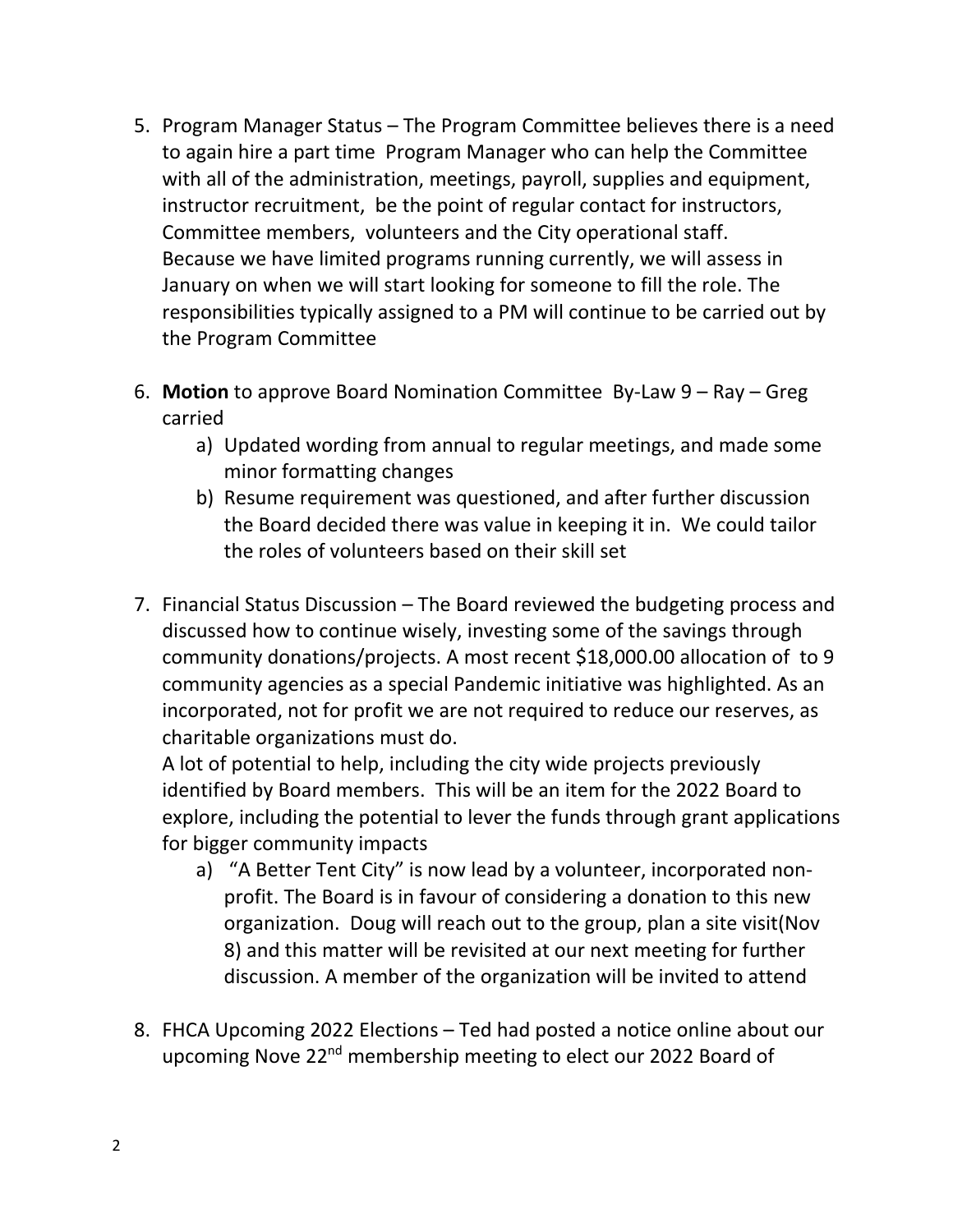5. Program Manager Status – The Program Committee believes there is a need to again hire a part time Program Manager who can help the Committee with all of the administration, meetings, payroll, supplies and equipment, instructor recruitment, be the point of regular contact for instructors, Committee members, volunteers and the City operational staff.
   Because we have limited programs running currently, we will assess in January on when we will start looking for someone to fill the role. The responsibilities typically assigned to a PM will continue to be carried out by the Program Committee

6. **Motion** to approve Board Nomination Committee By-Law 9 – Ray – Greg carried
   a) Updated wording from annual to regular meetings, and made some minor formatting changes
   b) Resume requirement was questioned, and after further discussion the Board decided there was value in keeping it in. We could tailor the roles of volunteers based on their skill set

7. Financial Status Discussion – The Board reviewed the budgeting process and discussed how to continue wisely, investing some of the savings through community donations/projects. A most recent $18,000.00 allocation of to 9 community agencies as a special Pandemic initiative was highlighted. As an incorporated, not for profit we are not required to reduce our reserves, as charitable organizations must do.
   A lot of potential to help, including the city wide projects previously identified by Board members. This will be an item for the 2022 Board to explore, including the potential to lever the funds through grant applications for bigger community impacts
   a) "A Better Tent City" is now lead by a volunteer, incorporated non-profit. The Board is in favour of considering a donation to this new organization. Doug will reach out to the group, plan a site visit(Nov 8) and this matter will be revisited at our next meeting for further discussion. A member of the organization will be invited to attend

8. FHCA Upcoming 2022 Elections – Ted had posted a notice online about our upcoming Nove 22nd membership meeting to elect our 2022 Board of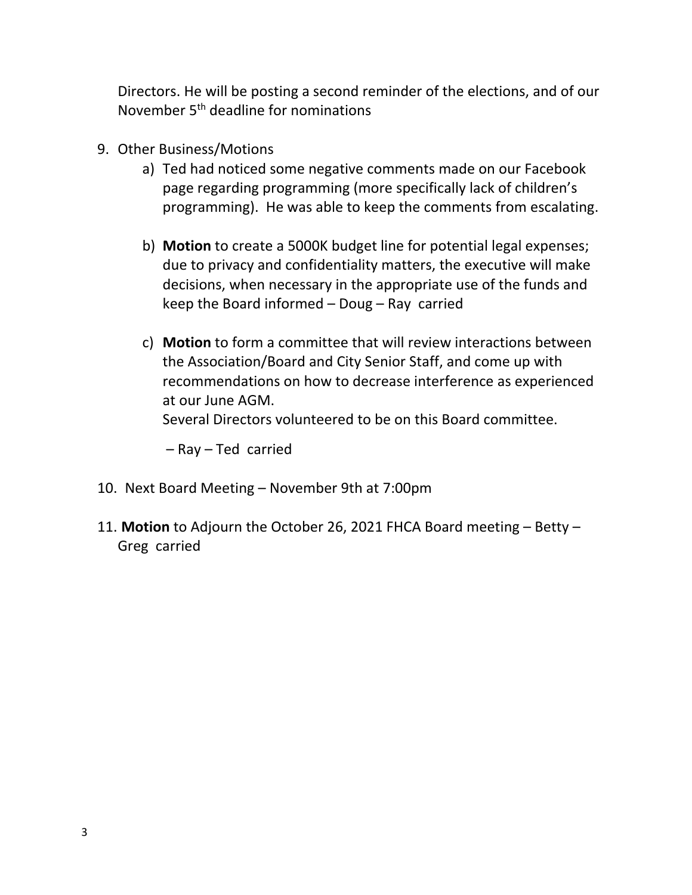Directors. He will be posting a second reminder of the elections, and of our November 5th deadline for nominations

9. Other Business/Motions
   a) Ted had noticed some negative comments made on our Facebook page regarding programming (more specifically lack of children's programming). He was able to keep the comments from escalating.

   b) **Motion** to create a 5000K budget line for potential legal expenses; due to privacy and confidentiality matters, the executive will make decisions, when necessary in the appropriate use of the funds and keep the Board informed – Doug – Ray carried

   c) **Motion** to form a committee that will review interactions between the Association/Board and City Senior Staff, and come up with recommendations on how to decrease interference as experienced at our June AGM.
   Several Directors volunteered to be on this Board committee.

   – Ray – Ted carried

10. Next Board Meeting – November 9th at 7:00pm

11. **Motion** to Adjourn the October 26, 2021 FHCA Board meeting – Betty – Greg carried